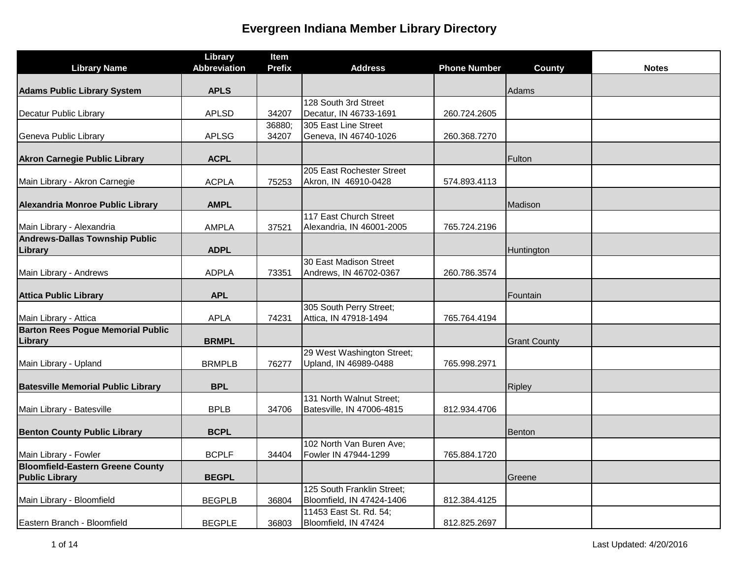# Evergreen Indiana Member Library Directory

| Library Name | Library Abbreviation | Item Prefix | Address | Phone Number | County | Notes |
|---|---|---|---|---|---|---|
| **Adams Public Library System** | **APLS** | | | | Adams | |
| Decatur Public Library | APLSD | 34207 | 128 South 3rd Street<br>Decatur, IN 46733-1691 | 260.724.2605 | | |
| Geneva Public Library | APLSG | 36880; 34207 | 305 East Line Street<br>Geneva, IN 46740-1026 | 260.368.7270 | | |
| **Akron Carnegie Public Library** | **ACPL** | | | | Fulton | |
| Main Library - Akron Carnegie | ACPLA | 75253 | 205 East Rochester Street<br>Akron, IN 46910-0428 | 574.893.4113 | | |
| **Alexandria Monroe Public Library** | **AMPL** | | | | Madison | |
| Main Library - Alexandria | AMPLA | 37521 | 117 East Church Street<br>Alexandria, IN 46001-2005 | 765.724.2196 | | |
| **Andrews-Dallas Township Public Library** | **ADPL** | | | | Huntington | |
| Main Library - Andrews | ADPLA | 73351 | 30 East Madison Street<br>Andrews, IN 46702-0367 | 260.786.3574 | | |
| **Attica Public Library** | **APL** | | | | Fountain | |
| Main Library - Attica | APLA | 74231 | 305 South Perry Street;<br>Attica, IN 47918-1494 | 765.764.4194 | | |
| **Barton Rees Pogue Memorial Public Library** | **BRMPL** | | | | Grant County | |
| Main Library - Upland | BRMPLB | 76277 | 29 West Washington Street;<br>Upland, IN 46989-0488 | 765.998.2971 | | |
| **Batesville Memorial Public Library** | **BPL** | | | | Ripley | |
| Main Library - Batesville | BPLB | 34706 | 131 North Walnut Street;<br>Batesville, IN 47006-4815 | 812.934.4706 | | |
| **Benton County Public Library** | **BCPL** | | | | Benton | |
| Main Library - Fowler | BCPLF | 34404 | 102 North Van Buren Ave;<br>Fowler IN 47944-1299 | 765.884.1720 | | |
| **Bloomfield-Eastern Greene County Public Library** | **BEGPL** | | | | Greene | |
| Main Library - Bloomfield | BEGPLB | 36804 | 125 South Franklin Street;<br>Bloomfield, IN 47424-1406 | 812.384.4125 | | |
| Eastern Branch - Bloomfield | BEGPLE | 36803 | 11453 East St. Rd. 54;<br>Bloomfield, IN 47424 | 812.825.2697 | | |

Last Updated: 4/20/2016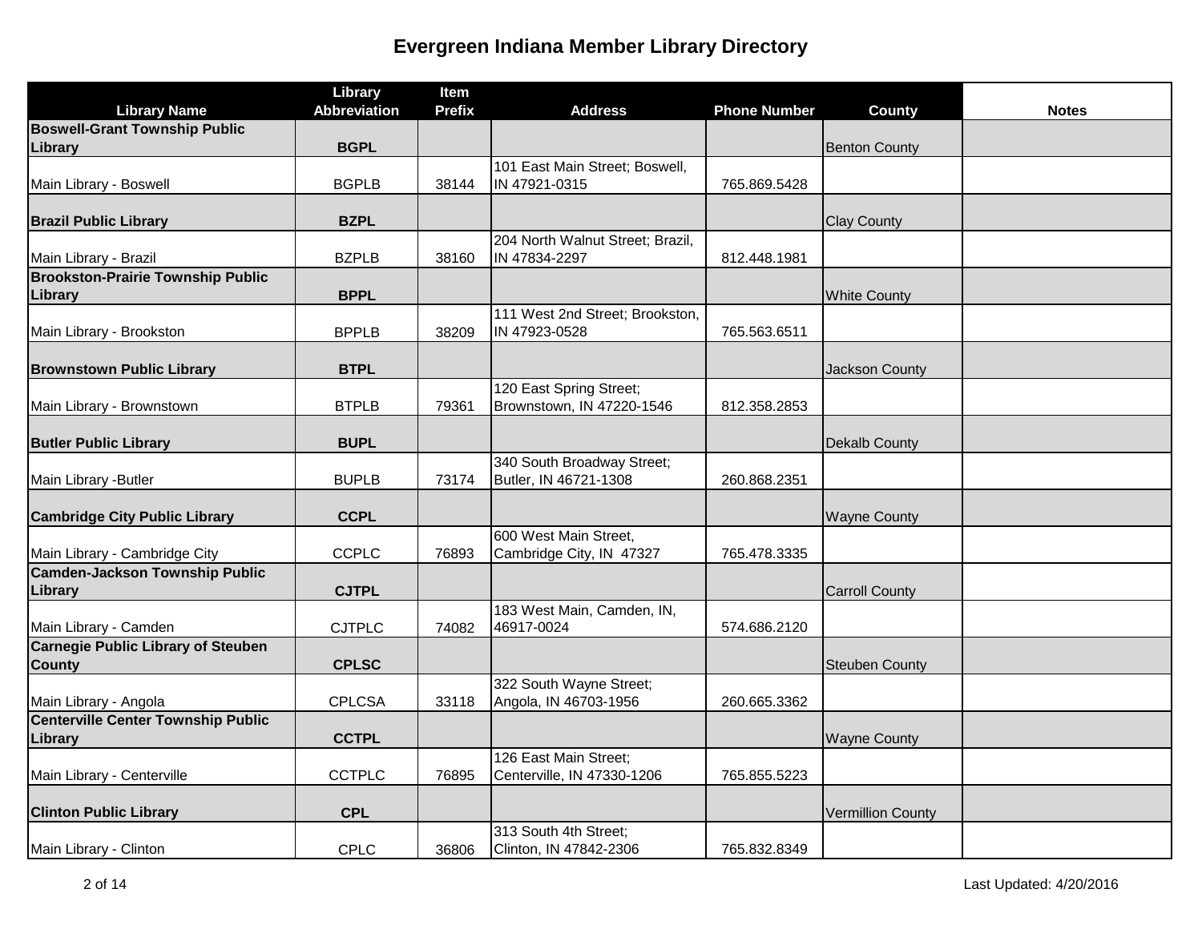# Evergreen Indiana Member Library Directory

| Library Name | Library Abbreviation | Item Prefix | Address | Phone Number | County | Notes |
|---|---|---|---|---|---|---|
| **Boswell-Grant Township Public Library** | **BGPL** | | | | Benton County | |
| Main Library - Boswell | BGPLB | 38144 | 101 East Main Street; Boswell, IN 47921-0315 | 765.869.5428 | | |
| **Brazil Public Library** | **BZPL** | | | | Clay County | |
| Main Library - Brazil | BZPLB | 38160 | 204 North Walnut Street; Brazil, IN 47834-2297 | 812.448.1981 | | |
| **Brookston-Prairie Township Public Library** | **BPPL** | | | | White County | |
| Main Library - Brookston | BPPLB | 38209 | 111 West 2nd Street; Brookston, IN 47923-0528 | 765.563.6511 | | |
| **Brownstown Public Library** | **BTPL** | | | | Jackson County | |
| Main Library - Brownstown | BTPLB | 79361 | 120 East Spring Street; Brownstown, IN 47220-1546 | 812.358.2853 | | |
| **Butler Public Library** | **BUPL** | | | | Dekalb County | |
| Main Library -Butler | BUPLB | 73174 | 340 South Broadway Street; Butler, IN 46721-1308 | 260.868.2351 | | |
| **Cambridge City Public Library** | **CCPL** | | | | Wayne County | |
| Main Library - Cambridge City | CCPLC | 76893 | 600 West Main Street, Cambridge City, IN 47327 | 765.478.3335 | | |
| **Camden-Jackson Township Public Library** | **CJTPL** | | | | Carroll County | |
| Main Library - Camden | CJTPLC | 74082 | 183 West Main, Camden, IN, 46917-0024 | 574.686.2120 | | |
| **Carnegie Public Library of Steuben County** | **CPLSC** | | | | Steuben County | |
| Main Library - Angola | CPLCSA | 33118 | 322 South Wayne Street; Angola, IN 46703-1956 | 260.665.3362 | | |
| **Centerville Center Township Public Library** | **CCTPL** | | | | Wayne County | |
| Main Library - Centerville | CCTPLC | 76895 | 126 East Main Street; Centerville, IN 47330-1206 | 765.855.5223 | | |
| **Clinton Public Library** | **CPL** | | | | Vermillion County | |
| Main Library - Clinton | CPLC | 36806 | 313 South 4th Street; Clinton, IN 47842-2306 | 765.832.8349 | | |

Last Updated: 4/20/2016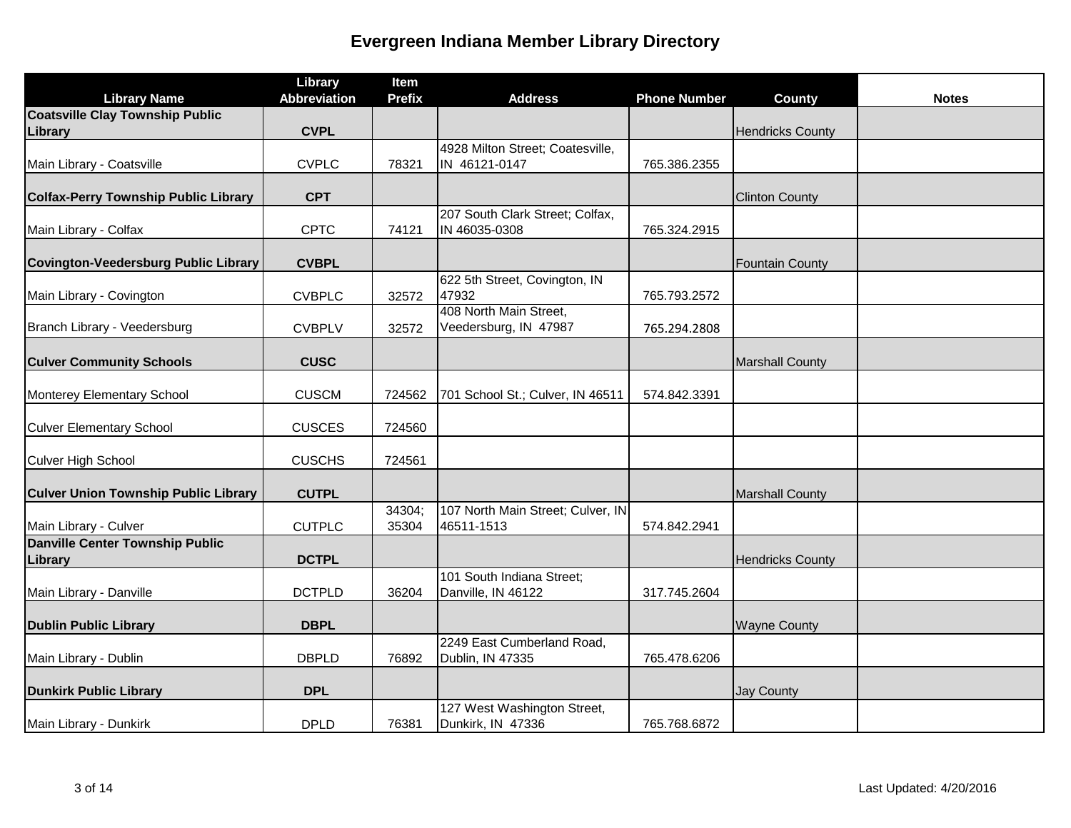# Evergreen Indiana Member Library Directory

| Library Name | Library Abbreviation | Item Prefix | Address | Phone Number | County | Notes |
|---|---|---|---|---|---|---|
| **Coatsville Clay Township Public Library** | **CVPL** | | | | Hendricks County | |
| Main Library - Coatsville | CVPLC | 78321 | 4928 Milton Street; Coatesville, IN 46121-0147 | 765.386.2355 | | |
| **Colfax-Perry Township Public Library** | **CPT** | | | | Clinton County | |
| Main Library - Colfax | CPTC | 74121 | 207 South Clark Street; Colfax, IN 46035-0308 | 765.324.2915 | | |
| **Covington-Veedersburg Public Library** | **CVBPL** | | | | Fountain County | |
| Main Library - Covington | CVBPLC | 32572 | 622 5th Street, Covington, IN 47932 | 765.793.2572 | | |
| Branch Library - Veedersburg | CVBPLV | 32572 | 408 North Main Street, Veedersburg, IN 47987 | 765.294.2808 | | |
| **Culver Community Schools** | **CUSC** | | | | Marshall County | |
| Monterey Elementary School | CUSCM | 724562 | 701 School St.; Culver, IN 46511 | 574.842.3391 | | |
| Culver Elementary School | CUSCES | 724560 | | | | |
| Culver High School | CUSCHS | 724561 | | | | |
| **Culver Union Township Public Library** | **CUTPL** | | | | Marshall County | |
| Main Library - Culver | CUTPLC | 34304; 35304 | 107 North Main Street; Culver, IN 46511-1513 | 574.842.2941 | | |
| **Danville Center Township Public Library** | **DCTPL** | | | | Hendricks County | |
| Main Library - Danville | DCTPLD | 36204 | 101 South Indiana Street; Danville, IN 46122 | 317.745.2604 | | |
| **Dublin Public Library** | **DBPL** | | | | Wayne County | |
| Main Library - Dublin | DBPLD | 76892 | 2249 East Cumberland Road, Dublin, IN 47335 | 765.478.6206 | | |
| **Dunkirk Public Library** | **DPL** | | | | Jay County | |
| Main Library - Dunkirk | DPLD | 76381 | 127 West Washington Street, Dunkirk, IN 47336 | 765.768.6872 | | |

Last Updated: 4/20/2016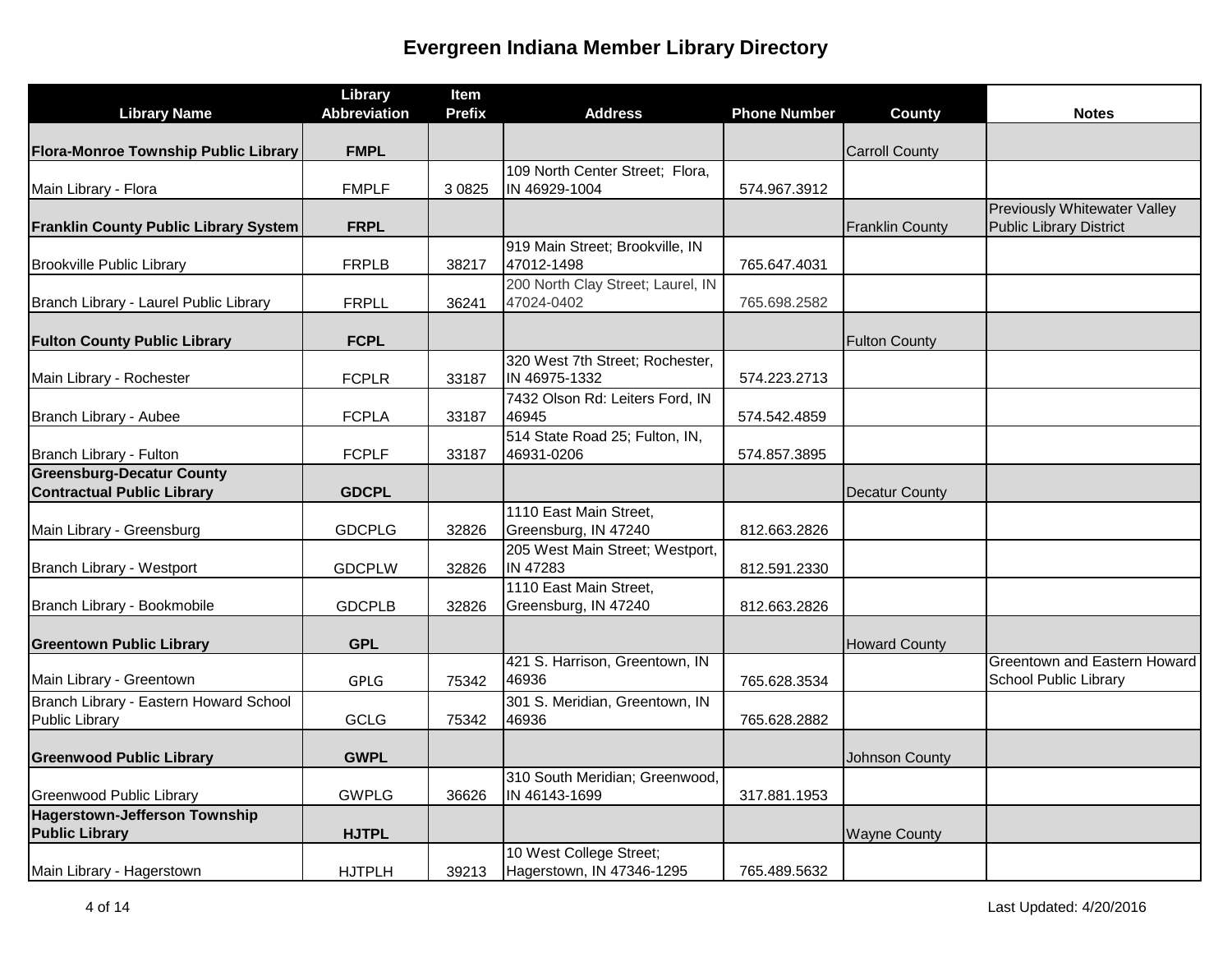# Evergreen Indiana Member Library Directory

| Library Name | Library Abbreviation | Item Prefix | Address | Phone Number | County | Notes |
|---|---|---|---|---|---|---|
| **Flora-Monroe Township Public Library** | **FMPL** | | | | Carroll County | |
| Main Library - Flora | FMPLF | 3 0825 | 109 North Center Street;  Flora, IN 46929-1004 | 574.967.3912 | | |
| **Franklin County Public Library System** | **FRPL** | | | | Franklin County | Previously Whitewater Valley Public Library District |
| Brookville Public Library | FRPLB | 38217 | 919 Main Street; Brookville, IN 47012-1498 | 765.647.4031 | | |
| Branch Library - Laurel Public Library | FRPLL | 36241 | 200 North Clay Street; Laurel, IN 47024-0402 | 765.698.2582 | | |
| **Fulton County Public Library** | **FCPL** | | | | Fulton County | |
| Main Library - Rochester | FCPLR | 33187 | 320 West 7th Street; Rochester, IN 46975-1332 | 574.223.2713 | | |
| Branch Library - Aubee | FCPLA | 33187 | 7432 Olson Rd: Leiters Ford, IN 46945 | 574.542.4859 | | |
| Branch Library - Fulton | FCPLF | 33187 | 514 State Road 25; Fulton, IN, 46931-0206 | 574.857.3895 | | |
| **Greensburg-Decatur County Contractual Public Library** | **GDCPL** | | | | Decatur County | |
| Main Library - Greensburg | GDCPLG | 32826 | 1110 East Main Street, Greensburg, IN 47240 | 812.663.2826 | | |
| Branch Library - Westport | GDCPLW | 32826 | 205 West Main Street; Westport, IN 47283 | 812.591.2330 | | |
| Branch Library - Bookmobile | GDCPLB | 32826 | 1110 East Main Street, Greensburg, IN 47240 | 812.663.2826 | | |
| **Greentown Public Library** | **GPL** | | | | Howard County | |
| Main Library - Greentown | GPLG | 75342 | 421 S. Harrison, Greentown, IN 46936 | 765.628.3534 | | Greentown and Eastern Howard School Public Library |
| Branch Library - Eastern Howard School Public Library | GCLG | 75342 | 301 S. Meridian, Greentown, IN 46936 | 765.628.2882 | | |
| **Greenwood Public Library** | **GWPL** | | | | Johnson County | |
| Greenwood Public Library | GWPLG | 36626 | 310 South Meridian; Greenwood, IN 46143-1699 | 317.881.1953 | | |
| **Hagerstown-Jefferson Township Public Library** | **HJTPL** | | | | Wayne County | |
| Main Library - Hagerstown | HJTPLH | 39213 | 10 West College Street; Hagerstown, IN 47346-1295 | 765.489.5632 | | |

Last Updated: 4/20/2016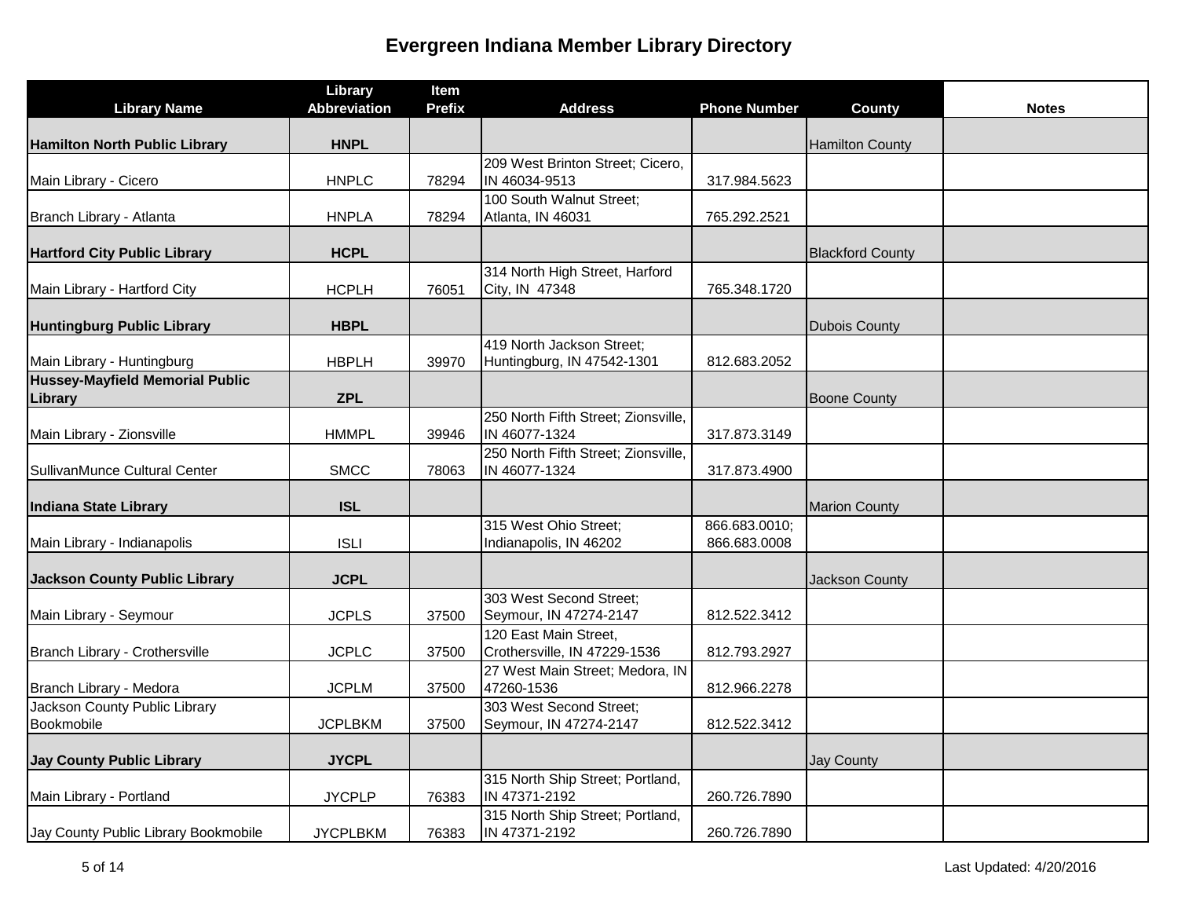# Evergreen Indiana Member Library Directory

| Library Name | Library Abbreviation | Item Prefix | Address | Phone Number | County | Notes |
|---|---|---|---|---|---|---|
| **Hamilton North Public Library** | **HNPL** | | | | Hamilton County | |
| Main Library - Cicero | HNPLC | 78294 | 209 West Brinton Street; Cicero, IN 46034-9513 | 317.984.5623 | | |
| Branch Library - Atlanta | HNPLA | 78294 | 100 South Walnut Street; Atlanta, IN 46031 | 765.292.2521 | | |
| **Hartford City Public Library** | **HCPL** | | | | Blackford County | |
| Main Library - Hartford City | HCPLH | 76051 | 314 North High Street, Harford City, IN 47348 | 765.348.1720 | | |
| **Huntingburg Public Library** | **HBPL** | | | | Dubois County | |
| Main Library - Huntingburg | HBPLH | 39970 | 419 North Jackson Street; Huntingburg, IN 47542-1301 | 812.683.2052 | | |
| **Hussey-Mayfield Memorial Public Library** | **ZPL** | | | | Boone County | |
| Main Library - Zionsville | HMMPL | 39946 | 250 North Fifth Street; Zionsville, IN 46077-1324 | 317.873.3149 | | |
| SullivanMunce Cultural Center | SMCC | 78063 | 250 North Fifth Street; Zionsville, IN 46077-1324 | 317.873.4900 | | |
| **Indiana State Library** | **ISL** | | | | Marion County | |
| Main Library - Indianapolis | ISLI | | 315 West Ohio Street; Indianapolis, IN 46202 | 866.683.0010; 866.683.0008 | | |
| **Jackson County Public Library** | **JCPL** | | | | Jackson County | |
| Main Library - Seymour | JCPLS | 37500 | 303 West Second Street; Seymour, IN 47274-2147 | 812.522.3412 | | |
| Branch Library - Crothersville | JCPLC | 37500 | 120 East Main Street, Crothersville, IN 47229-1536 | 812.793.2927 | | |
| Branch Library - Medora | JCPLM | 37500 | 27 West Main Street; Medora, IN 47260-1536 | 812.966.2278 | | |
| Jackson County Public Library Bookmobile | JCPLBKM | 37500 | 303 West Second Street; Seymour, IN 47274-2147 | 812.522.3412 | | |
| **Jay County Public Library** | **JYCPL** | | | | Jay County | |
| Main Library - Portland | JYCPLP | 76383 | 315 North Ship Street; Portland, IN 47371-2192 | 260.726.7890 | | |
| Jay County Public Library Bookmobile | JYCPLBKM | 76383 | 315 North Ship Street; Portland, IN 47371-2192 | 260.726.7890 | | |

Last Updated: 4/20/2016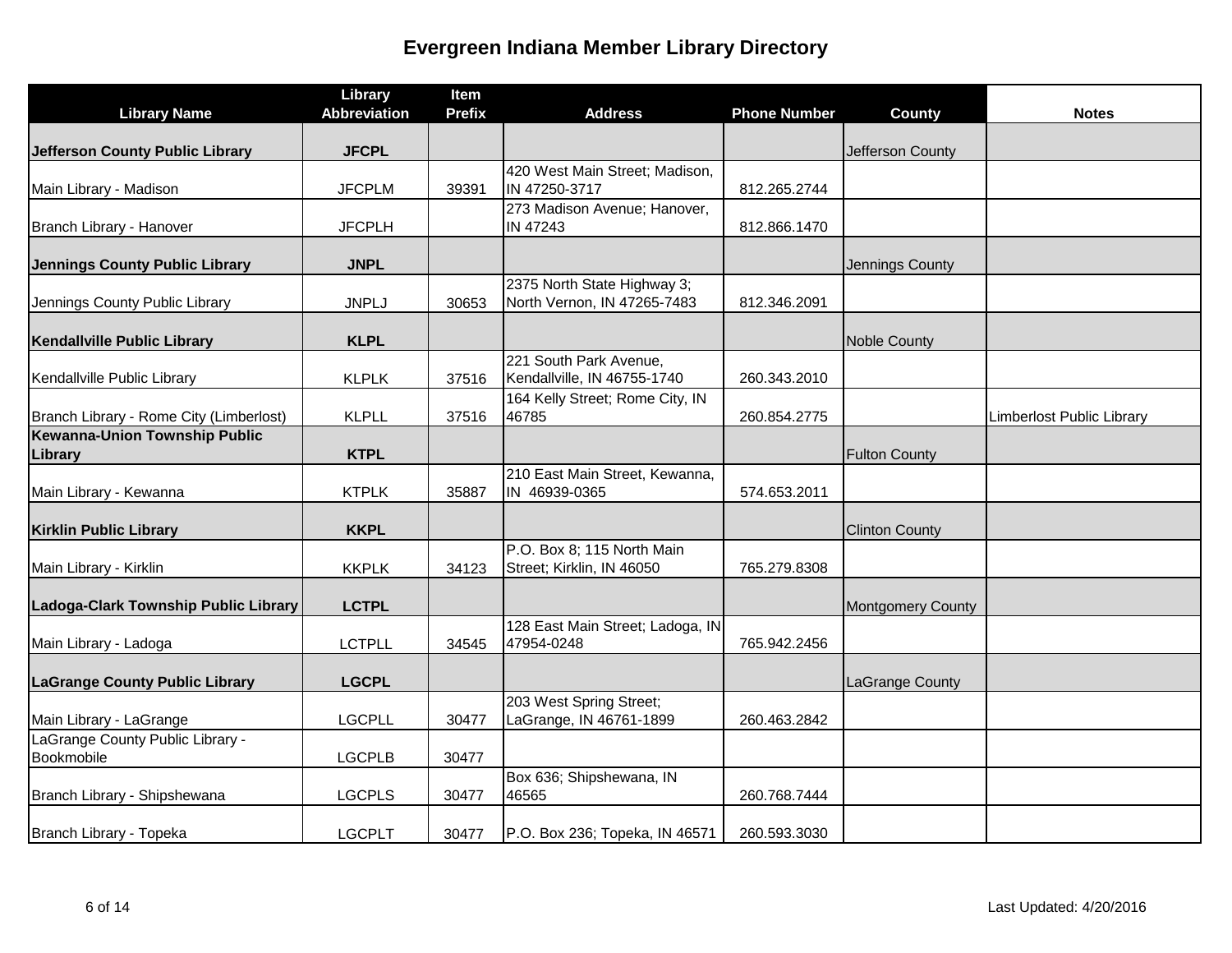# Evergreen Indiana Member Library Directory

| Library Name | Library Abbreviation | Item Prefix | Address | Phone Number | County | Notes |
|---|---|---|---|---|---|---|
| **Jefferson County Public Library** | **JFCPL** | | | | Jefferson County | |
| Main Library - Madison | JFCPLM | 39391 | 420 West Main Street; Madison, IN 47250-3717 | 812.265.2744 | | |
| Branch Library - Hanover | JFCPLH | | 273 Madison Avenue; Hanover, IN 47243 | 812.866.1470 | | |
| **Jennings County Public Library** | **JNPL** | | | | Jennings County | |
| Jennings County Public Library | JNPLJ | 30653 | 2375 North State Highway 3; North Vernon, IN 47265-7483 | 812.346.2091 | | |
| **Kendallville Public Library** | **KLPL** | | | | Noble County | |
| Kendallville Public Library | KLPLK | 37516 | 221 South Park Avenue, Kendallville, IN 46755-1740 | 260.343.2010 | | |
| Branch Library - Rome City (Limberlost) | KLPLL | 37516 | 164 Kelly Street; Rome City, IN 46785 | 260.854.2775 | | Limberlost Public Library |
| **Kewanna-Union Township Public Library** | **KTPL** | | | | Fulton County | |
| Main Library - Kewanna | KTPLK | 35887 | 210 East Main Street, Kewanna, IN 46939-0365 | 574.653.2011 | | |
| **Kirklin Public Library** | **KKPL** | | | | Clinton County | |
| Main Library - Kirklin | KKPLK | 34123 | P.O. Box 8; 115 North Main Street; Kirklin, IN 46050 | 765.279.8308 | | |
| **Ladoga-Clark Township Public Library** | **LCTPL** | | | | Montgomery County | |
| Main Library - Ladoga | LCTPLL | 34545 | 128 East Main Street; Ladoga, IN 47954-0248 | 765.942.2456 | | |
| **LaGrange County Public Library** | **LGCPL** | | | | LaGrange County | |
| Main Library - LaGrange | LGCPLL | 30477 | 203 West Spring Street; LaGrange, IN 46761-1899 | 260.463.2842 | | |
| LaGrange County Public Library - Bookmobile | LGCPLB | 30477 | | | | |
| Branch Library - Shipshewana | LGCPLS | 30477 | Box 636; Shipshewana, IN 46565 | 260.768.7444 | | |
| Branch Library - Topeka | LGCPLT | 30477 | P.O. Box 236; Topeka, IN 46571 | 260.593.3030 | | |

Last Updated: 4/20/2016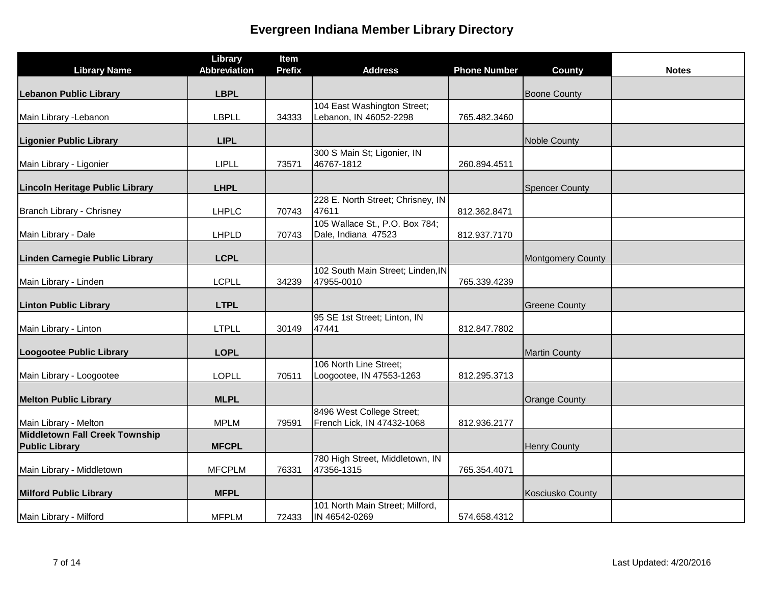# Evergreen Indiana Member Library Directory

| Library Name | Library Abbreviation | Item Prefix | Address | Phone Number | County | Notes |
|---|---|---|---|---|---|---|
| **Lebanon Public Library** | **LBPL** | | | | Boone County | |
| Main Library -Lebanon | LBPLL | 34333 | 104 East Washington Street; Lebanon, IN 46052-2298 | 765.482.3460 | | |
| **Ligonier Public Library** | **LIPL** | | | | Noble County | |
| Main Library - Ligonier | LIPLL | 73571 | 300 S Main St; Ligonier, IN 46767-1812 | 260.894.4511 | | |
| **Lincoln Heritage Public Library** | **LHPL** | | | | Spencer County | |
| Branch Library - Chrisney | LHPLC | 70743 | 228 E. North Street; Chrisney, IN 47611 | 812.362.8471 | | |
| Main Library - Dale | LHPLD | 70743 | 105 Wallace St., P.O. Box 784; Dale, Indiana 47523 | 812.937.7170 | | |
| **Linden Carnegie Public Library** | **LCPL** | | | | Montgomery County | |
| Main Library - Linden | LCPLL | 34239 | 102 South Main Street; Linden,IN 47955-0010 | 765.339.4239 | | |
| **Linton Public Library** | **LTPL** | | | | Greene County | |
| Main Library - Linton | LTPLL | 30149 | 95 SE 1st Street; Linton, IN 47441 | 812.847.7802 | | |
| **Loogootee Public Library** | **LOPL** | | | | Martin County | |
| Main Library - Loogootee | LOPLL | 70511 | 106 North Line Street; Loogootee, IN 47553-1263 | 812.295.3713 | | |
| **Melton Public Library** | **MLPL** | | | | Orange County | |
| Main Library - Melton | MPLM | 79591 | 8496 West College Street; French Lick, IN 47432-1068 | 812.936.2177 | | |
| **Middletown Fall Creek Township Public Library** | **MFCPL** | | | | Henry County | |
| Main Library - Middletown | MFCPLM | 76331 | 780 High Street, Middletown, IN 47356-1315 | 765.354.4071 | | |
| **Milford Public Library** | **MFPL** | | | | Kosciusko County | |
| Main Library - Milford | MFPLM | 72433 | 101 North Main Street; Milford, IN 46542-0269 | 574.658.4312 | | |

Last Updated: 4/20/2016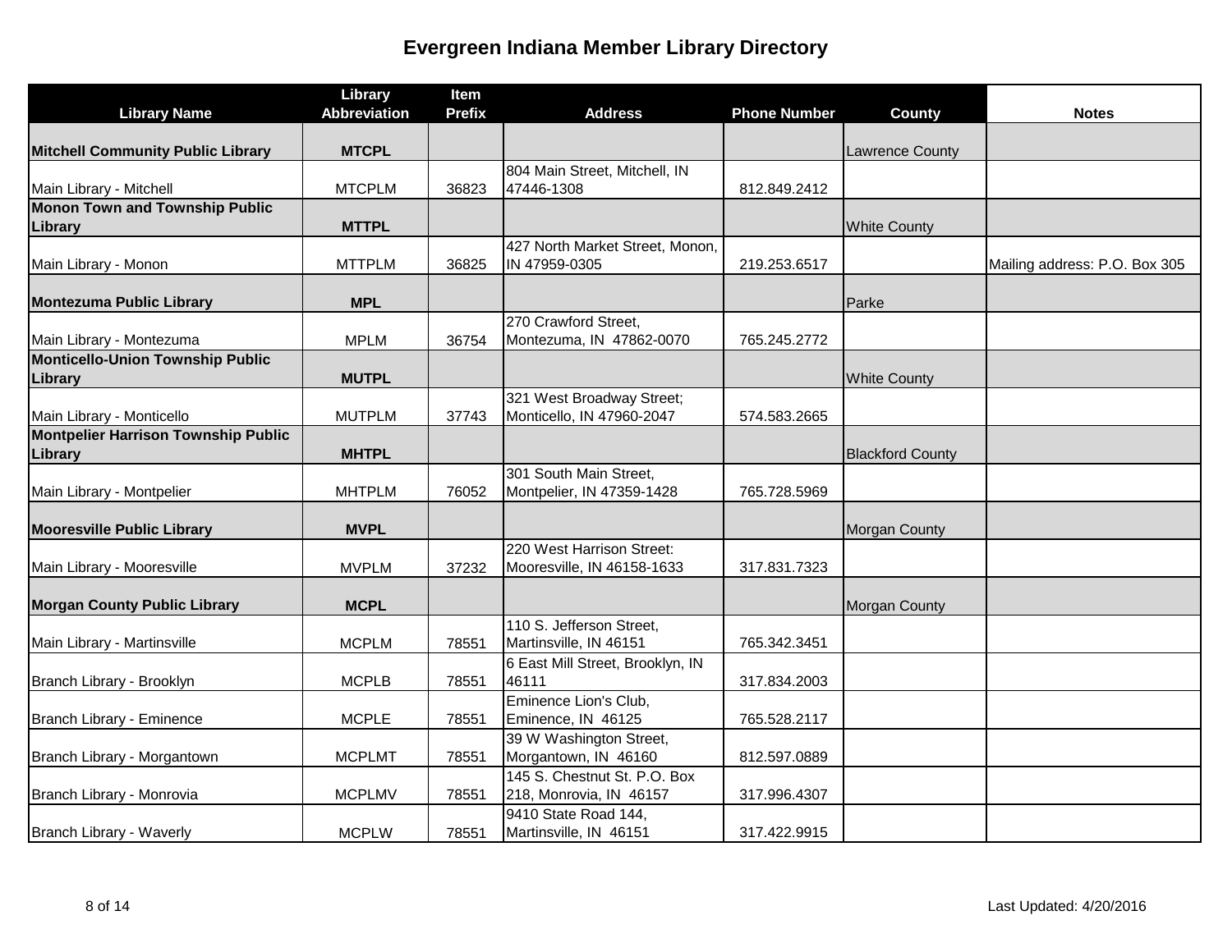# Evergreen Indiana Member Library Directory

| Library Name | Library Abbreviation | Item Prefix | Address | Phone Number | County | Notes |
|---|---|---|---|---|---|---|
| **Mitchell Community Public Library** | **MTCPL** | | | | Lawrence County | |
| Main Library - Mitchell | MTCPLM | 36823 | 804 Main Street, Mitchell, IN 47446-1308 | 812.849.2412 | | |
| **Monon Town and Township Public Library** | **MTTPL** | | | | White County | |
| Main Library - Monon | MTTPLM | 36825 | 427 North Market Street, Monon, IN 47959-0305 | 219.253.6517 | | Mailing address: P.O. Box 305 |
| **Montezuma Public Library** | **MPL** | | | | Parke | |
| Main Library - Montezuma | MPLM | 36754 | 270 Crawford Street, Montezuma, IN 47862-0070 | 765.245.2772 | | |
| **Monticello-Union Township Public Library** | **MUTPL** | | | | White County | |
| Main Library - Monticello | MUTPLM | 37743 | 321 West Broadway Street; Monticello, IN 47960-2047 | 574.583.2665 | | |
| **Montpelier Harrison Township Public Library** | **MHTPL** | | | | Blackford County | |
| Main Library - Montpelier | MHTPLM | 76052 | 301 South Main Street, Montpelier, IN 47359-1428 | 765.728.5969 | | |
| **Mooresville Public Library** | **MVPL** | | | | Morgan County | |
| Main Library - Mooresville | MVPLM | 37232 | 220 West Harrison Street: Mooresville, IN 46158-1633 | 317.831.7323 | | |
| **Morgan County Public Library** | **MCPL** | | | | Morgan County | |
| Main Library - Martinsville | MCPLM | 78551 | 110 S. Jefferson Street, Martinsville, IN 46151 | 765.342.3451 | | |
| Branch Library - Brooklyn | MCPLB | 78551 | 6 East Mill Street, Brooklyn, IN 46111 | 317.834.2003 | | |
| Branch Library - Eminence | MCPLE | 78551 | Eminence Lion's Club, Eminence, IN 46125 | 765.528.2117 | | |
| Branch Library - Morgantown | MCPLMT | 78551 | 39 W Washington Street, Morgantown, IN 46160 | 812.597.0889 | | |
| Branch Library - Monrovia | MCPLMV | 78551 | 145 S. Chestnut St. P.O. Box 218, Monrovia, IN 46157 | 317.996.4307 | | |
| Branch Library - Waverly | MCPLW | 78551 | 9410 State Road 144, Martinsville, IN 46151 | 317.422.9915 | | |

Last Updated: 4/20/2016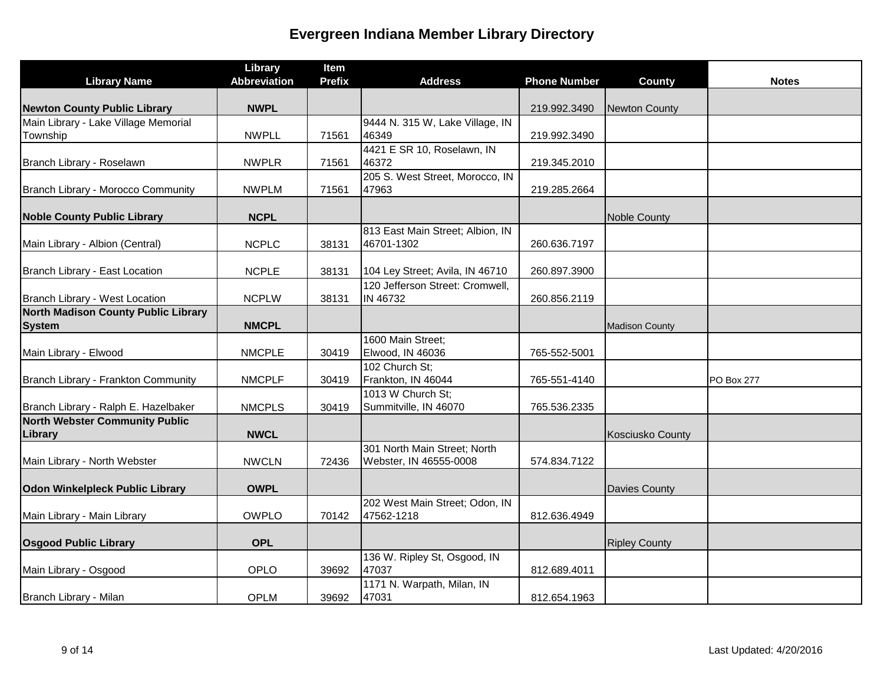# Evergreen Indiana Member Library Directory

| Library Name | Library Abbreviation | Item Prefix | Address | Phone Number | County | Notes |
|---|---|---|---|---|---|---|
| **Newton County Public Library** | **NWPL** | | | 219.992.3490 | Newton County | |
| Main Library - Lake Village Memorial Township | NWPLL | 71561 | 9444 N. 315 W, Lake Village, IN 46349 | 219.992.3490 | | |
| Branch Library - Roselawn | NWPLR | 71561 | 4421 E SR 10, Roselawn, IN 46372 | 219.345.2010 | | |
| Branch Library - Morocco Community | NWPLM | 71561 | 205 S. West Street, Morocco, IN 47963 | 219.285.2664 | | |
| **Noble County Public Library** | **NCPL** | | | | Noble County | |
| Main Library - Albion (Central) | NCPLC | 38131 | 813 East Main Street; Albion, IN 46701-1302 | 260.636.7197 | | |
| Branch Library - East Location | NCPLE | 38131 | 104 Ley Street; Avila, IN 46710 | 260.897.3900 | | |
| Branch Library - West Location | NCPLW | 38131 | 120 Jefferson Street: Cromwell, IN 46732 | 260.856.2119 | | |
| **North Madison County Public Library System** | **NMCPL** | | | | Madison County | |
| Main Library - Elwood | NMCPLE | 30419 | 1600 Main Street; Elwood, IN 46036 | 765-552-5001 | | |
| Branch Library - Frankton Community | NMCPLF | 30419 | 102 Church St; Frankton, IN 46044 | 765-551-4140 | | PO Box 277 |
| Branch Library - Ralph E. Hazelbaker | NMCPLS | 30419 | 1013 W Church St; Summitville, IN 46070 | 765.536.2335 | | |
| **North Webster Community Public Library** | **NWCL** | | | | Kosciusko County | |
| Main Library - North Webster | NWCLN | 72436 | 301 North Main Street; North Webster, IN 46555-0008 | 574.834.7122 | | |
| **Odon Winkelpleck Public Library** | **OWPL** | | | | Davies County | |
| Main Library - Main Library | OWPLO | 70142 | 202 West Main Street; Odon, IN 47562-1218 | 812.636.4949 | | |
| **Osgood Public Library** | **OPL** | | | | Ripley County | |
| Main Library - Osgood | OPLO | 39692 | 136 W. Ripley St, Osgood, IN 47037 | 812.689.4011 | | |
| Branch Library - Milan | OPLM | 39692 | 1171 N. Warpath, Milan, IN 47031 | 812.654.1963 | | |

Last Updated: 4/20/2016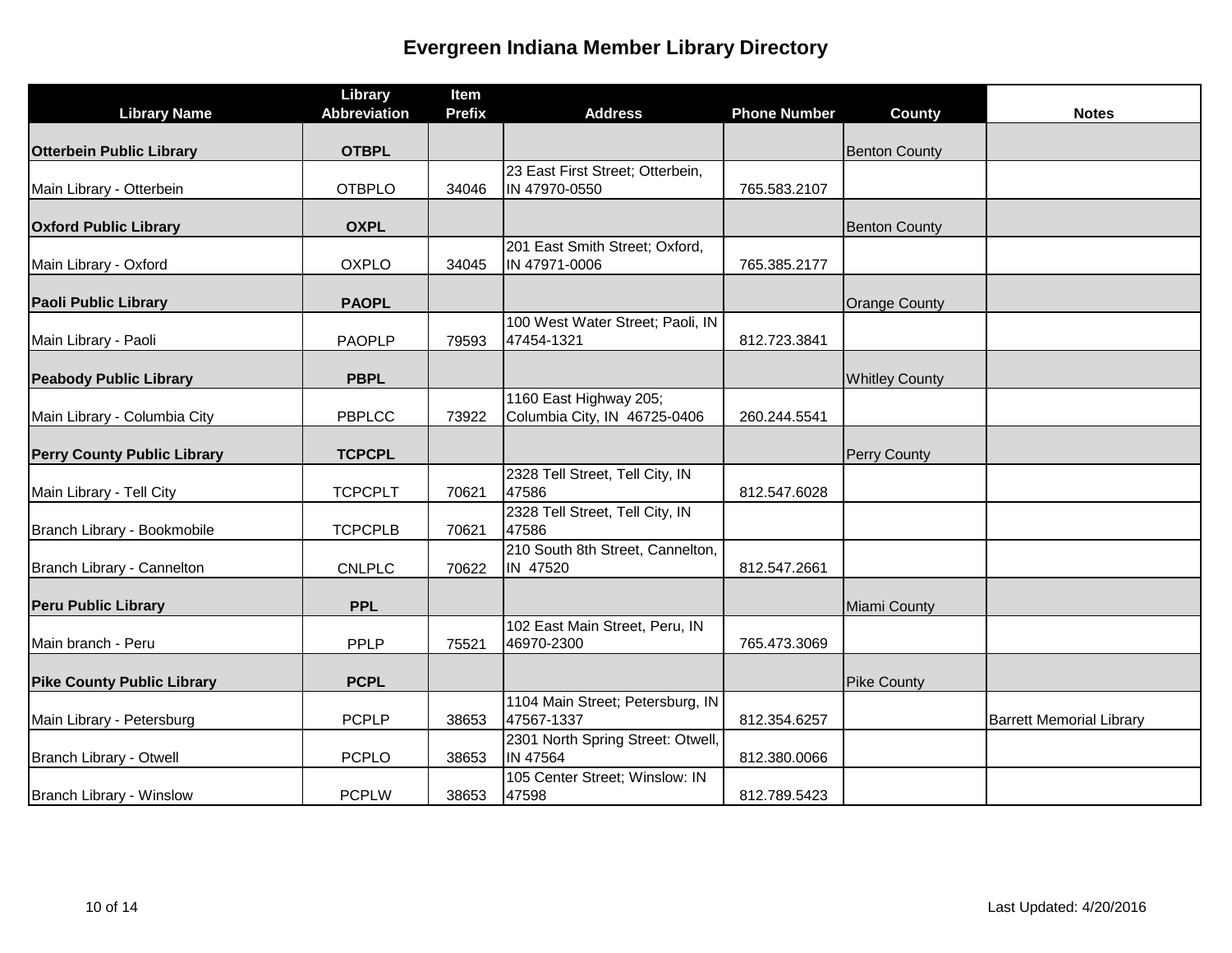# Evergreen Indiana Member Library Directory

| Library Name | Library Abbreviation | Item Prefix | Address | Phone Number | County | Notes |
|---|---|---|---|---|---|---|
| **Otterbein Public Library** | **OTBPL** | | | | Benton County | |
| Main Library - Otterbein | OTBPLO | 34046 | 23 East First Street; Otterbein, IN 47970-0550 | 765.583.2107 | | |
| **Oxford Public Library** | **OXPL** | | | | Benton County | |
| Main Library - Oxford | OXPLO | 34045 | 201 East Smith Street; Oxford, IN 47971-0006 | 765.385.2177 | | |
| **Paoli Public Library** | **PAOPL** | | | | Orange County | |
| Main Library - Paoli | PAOPLP | 79593 | 100 West Water Street; Paoli, IN 47454-1321 | 812.723.3841 | | |
| **Peabody Public Library** | **PBPL** | | | | Whitley County | |
| Main Library - Columbia City | PBPLCC | 73922 | 1160 East Highway 205; Columbia City, IN 46725-0406 | 260.244.5541 | | |
| **Perry County Public Library** | **TCPCPL** | | | | Perry County | |
| Main Library - Tell City | TCPCPLT | 70621 | 2328 Tell Street, Tell City, IN 47586 | 812.547.6028 | | |
| Branch Library - Bookmobile | TCPCPLB | 70621 | 2328 Tell Street, Tell City, IN 47586 | | | |
| Branch Library - Cannelton | CNLPLC | 70622 | 210 South 8th Street, Cannelton, IN 47520 | 812.547.2661 | | |
| **Peru Public Library** | **PPL** | | | | Miami County | |
| Main branch - Peru | PPLP | 75521 | 102 East Main Street, Peru, IN 46970-2300 | 765.473.3069 | | |
| **Pike County Public Library** | **PCPL** | | | | Pike County | |
| Main Library - Petersburg | PCPLP | 38653 | 1104 Main Street; Petersburg, IN 47567-1337 | 812.354.6257 | | Barrett Memorial Library |
| Branch Library - Otwell | PCPLO | 38653 | 2301 North Spring Street: Otwell, IN 47564 | 812.380.0066 | | |
| Branch Library - Winslow | PCPLW | 38653 | 105 Center Street; Winslow: IN 47598 | 812.789.5423 | | |

Last Updated: 4/20/2016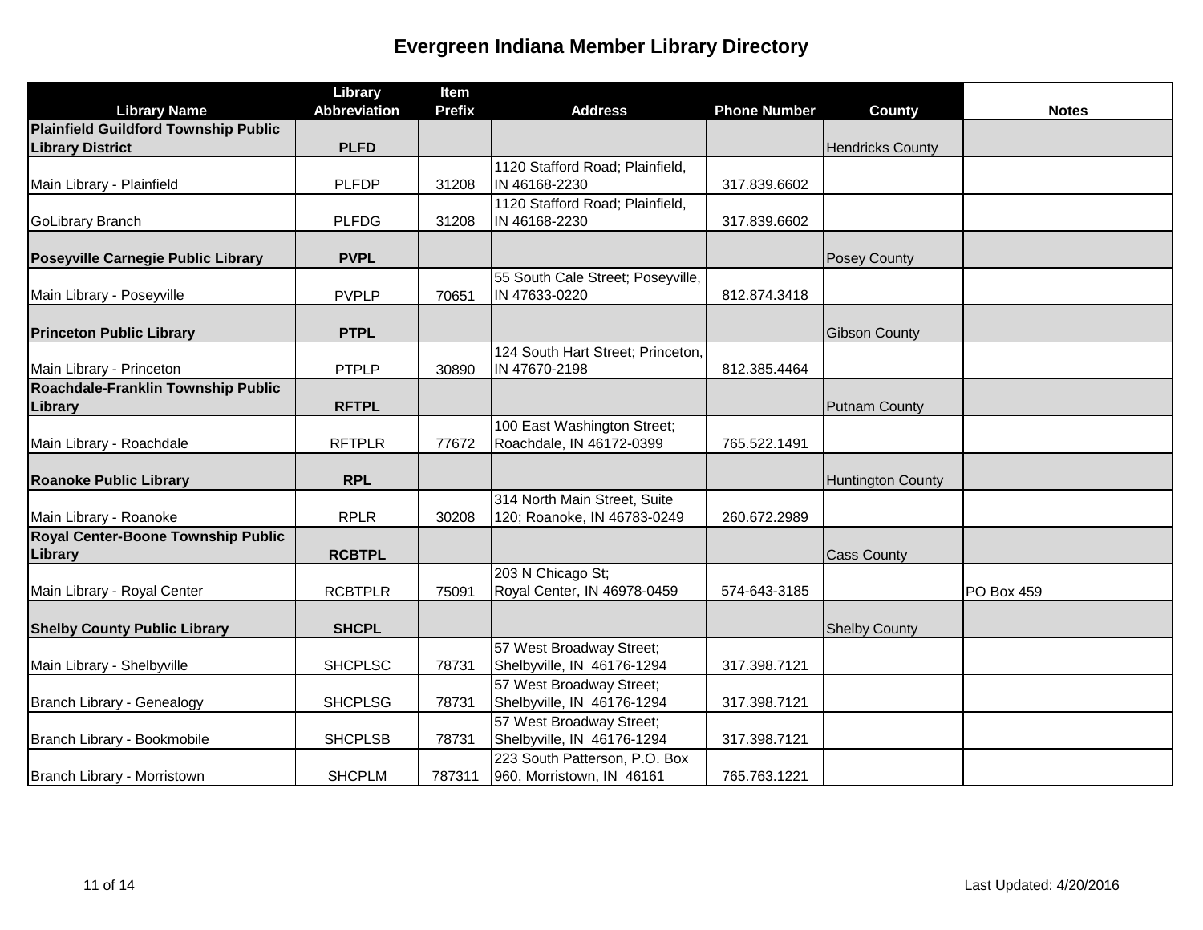# Evergreen Indiana Member Library Directory

| Library Name | Library Abbreviation | Item Prefix | Address | Phone Number | County | Notes |
|---|---|---|---|---|---|---|
| **Plainfield Guildford Township Public Library District** | **PLFD** | | | | Hendricks County | |
| Main Library - Plainfield | PLFDP | 31208 | 1120 Stafford Road; Plainfield, IN 46168-2230 | 317.839.6602 | | |
| GoLibrary Branch | PLFDG | 31208 | 1120 Stafford Road; Plainfield, IN 46168-2230 | 317.839.6602 | | |
| **Poseyville Carnegie Public Library** | **PVPL** | | | | Posey County | |
| Main Library - Poseyville | PVPLP | 70651 | 55 South Cale Street; Poseyville, IN 47633-0220 | 812.874.3418 | | |
| **Princeton Public Library** | **PTPL** | | | | Gibson County | |
| Main Library - Princeton | PTPLP | 30890 | 124 South Hart Street; Princeton, IN 47670-2198 | 812.385.4464 | | |
| **Roachdale-Franklin Township Public Library** | **RFTPL** | | | | Putnam County | |
| Main Library - Roachdale | RFTPLR | 77672 | 100 East Washington Street; Roachdale, IN 46172-0399 | 765.522.1491 | | |
| **Roanoke Public Library** | **RPL** | | | | Huntington County | |
| Main Library - Roanoke | RPLR | 30208 | 314 North Main Street, Suite 120; Roanoke, IN 46783-0249 | 260.672.2989 | | |
| **Royal Center-Boone Township Public Library** | **RCBTPL** | | | | Cass County | |
| Main Library - Royal Center | RCBTPLR | 75091 | 203 N Chicago St; Royal Center, IN 46978-0459 | 574-643-3185 | | PO Box 459 |
| **Shelby County Public Library** | **SHCPL** | | | | Shelby County | |
| Main Library - Shelbyville | SHCPLSC | 78731 | 57 West Broadway Street; Shelbyville, IN 46176-1294 | 317.398.7121 | | |
| Branch Library - Genealogy | SHCPLSG | 78731 | 57 West Broadway Street; Shelbyville, IN 46176-1294 | 317.398.7121 | | |
| Branch Library - Bookmobile | SHCPLSB | 78731 | 57 West Broadway Street; Shelbyville, IN 46176-1294 | 317.398.7121 | | |
| Branch Library - Morristown | SHCPLM | 787311 | 223 South Patterson, P.O. Box 960, Morristown, IN 46161 | 765.763.1221 | | |

Last Updated: 4/20/2016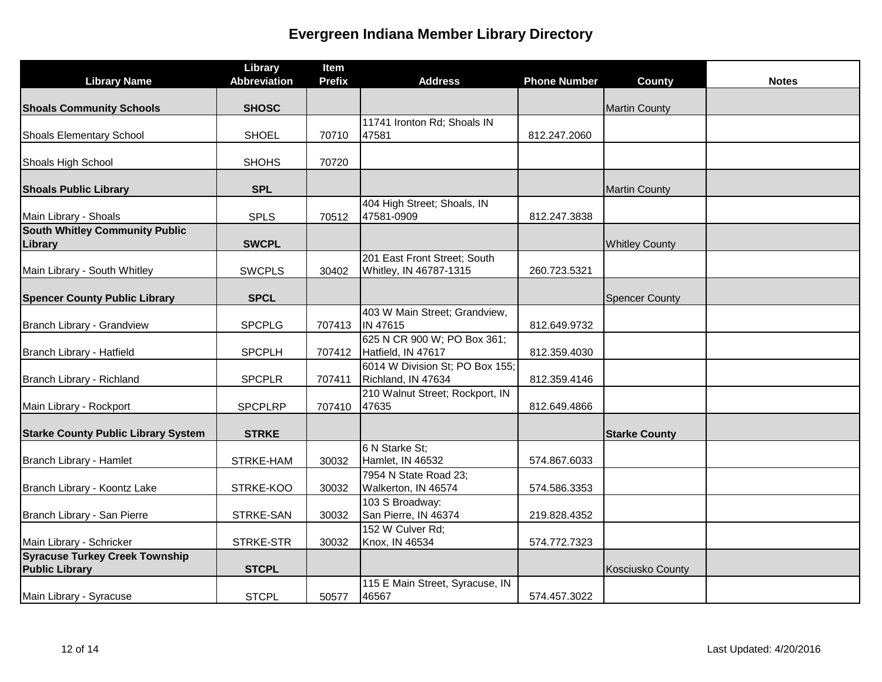# Evergreen Indiana Member Library Directory

| Library Name | Library Abbreviation | Item Prefix | Address | Phone Number | County | Notes |
|---|---|---|---|---|---|---|
| **Shoals Community Schools** | **SHOSC** | | | | Martin County | |
| Shoals Elementary School | SHOEL | 70710 | 11741 Ironton Rd; Shoals IN 47581 | 812.247.2060 | | |
| Shoals High School | SHOHS | 70720 | | | | |
| **Shoals Public Library** | **SPL** | | | | Martin County | |
| Main Library - Shoals | SPLS | 70512 | 404 High Street; Shoals, IN 47581-0909 | 812.247.3838 | | |
| **South Whitley Community Public Library** | **SWCPL** | | | | Whitley County | |
| Main Library - South Whitley | SWCPLS | 30402 | 201 East Front Street; South Whitley, IN 46787-1315 | 260.723.5321 | | |
| **Spencer County Public Library** | **SPCL** | | | | Spencer County | |
| Branch Library - Grandview | SPCPLG | 707413 | 403 W Main Street; Grandview, IN 47615 | 812.649.9732 | | |
| Branch Library - Hatfield | SPCPLH | 707412 | 625 N CR 900 W; PO Box 361; Hatfield, IN 47617 | 812.359.4030 | | |
| Branch Library - Richland | SPCPLR | 707411 | 6014 W Division St; PO Box 155; Richland, IN 47634 | 812.359.4146 | | |
| Main Library - Rockport | SPCPLRP | 707410 | 210 Walnut Street; Rockport, IN 47635 | 812.649.4866 | | |
| **Starke County Public Library System** | **STRKE** | | | | **Starke County** | |
| Branch Library - Hamlet | STRKE-HAM | 30032 | 6 N Starke St; Hamlet, IN 46532 | 574.867.6033 | | |
| Branch Library - Koontz Lake | STRKE-KOO | 30032 | 7954 N State Road 23; Walkerton, IN 46574 | 574.586.3353 | | |
| Branch Library - San Pierre | STRKE-SAN | 30032 | 103 S Broadway: San Pierre, IN 46374 | 219.828.4352 | | |
| Main Library - Schricker | STRKE-STR | 30032 | 152 W Culver Rd; Knox, IN 46534 | 574.772.7323 | | |
| **Syracuse Turkey Creek Township Public Library** | **STCPL** | | | | Kosciusko County | |
| Main Library - Syracuse | STCPL | 50577 | 115 E Main Street, Syracuse, IN 46567 | 574.457.3022 | | |

Last Updated: 4/20/2016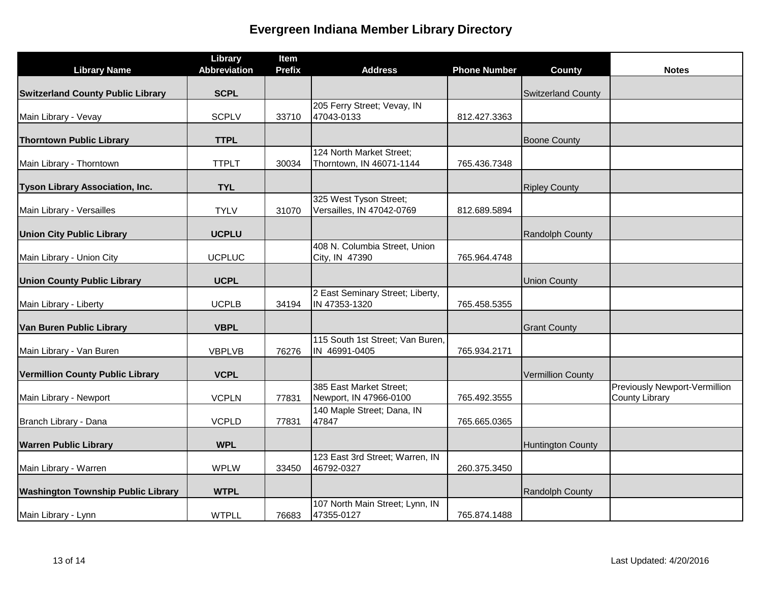# Evergreen Indiana Member Library Directory

| Library Name | Library Abbreviation | Item Prefix | Address | Phone Number | County | Notes |
|---|---|---|---|---|---|---|
| **Switzerland County Public Library** | **SCPL** | | | | Switzerland County | |
| Main Library - Vevay | SCPLV | 33710 | 205 Ferry Street; Vevay, IN 47043-0133 | 812.427.3363 | | |
| **Thorntown Public Library** | **TTPL** | | | | Boone County | |
| Main Library - Thorntown | TTPLT | 30034 | 124 North Market Street; Thorntown, IN 46071-1144 | 765.436.7348 | | |
| **Tyson Library Association, Inc.** | **TYL** | | | | Ripley County | |
| Main Library - Versailles | TYLV | 31070 | 325 West Tyson Street; Versailles, IN 47042-0769 | 812.689.5894 | | |
| **Union City Public Library** | **UCPLU** | | | | Randolph County | |
| Main Library - Union City | UCPLUC | | 408 N. Columbia Street, Union City, IN 47390 | 765.964.4748 | | |
| **Union County Public Library** | **UCPL** | | | | Union County | |
| Main Library - Liberty | UCPLB | 34194 | 2 East Seminary Street; Liberty, IN 47353-1320 | 765.458.5355 | | |
| **Van Buren Public Library** | **VBPL** | | | | Grant County | |
| Main Library - Van Buren | VBPLVB | 76276 | 115 South 1st Street; Van Buren, IN 46991-0405 | 765.934.2171 | | |
| **Vermillion County Public Library** | **VCPL** | | | | Vermillion County | |
| Main Library - Newport | VCPLN | 77831 | 385 East Market Street; Newport, IN 47966-0100 | 765.492.3555 | | Previously Newport-Vermillion County Library |
| Branch Library - Dana | VCPLD | 77831 | 140 Maple Street; Dana, IN 47847 | 765.665.0365 | | |
| **Warren Public Library** | **WPL** | | | | Huntington County | |
| Main Library - Warren | WPLW | 33450 | 123 East 3rd Street; Warren, IN 46792-0327 | 260.375.3450 | | |
| **Washington Township Public Library** | **WTPL** | | | | Randolph County | |
| Main Library - Lynn | WTPLL | 76683 | 107 North Main Street; Lynn, IN 47355-0127 | 765.874.1488 | | |

Last Updated: 4/20/2016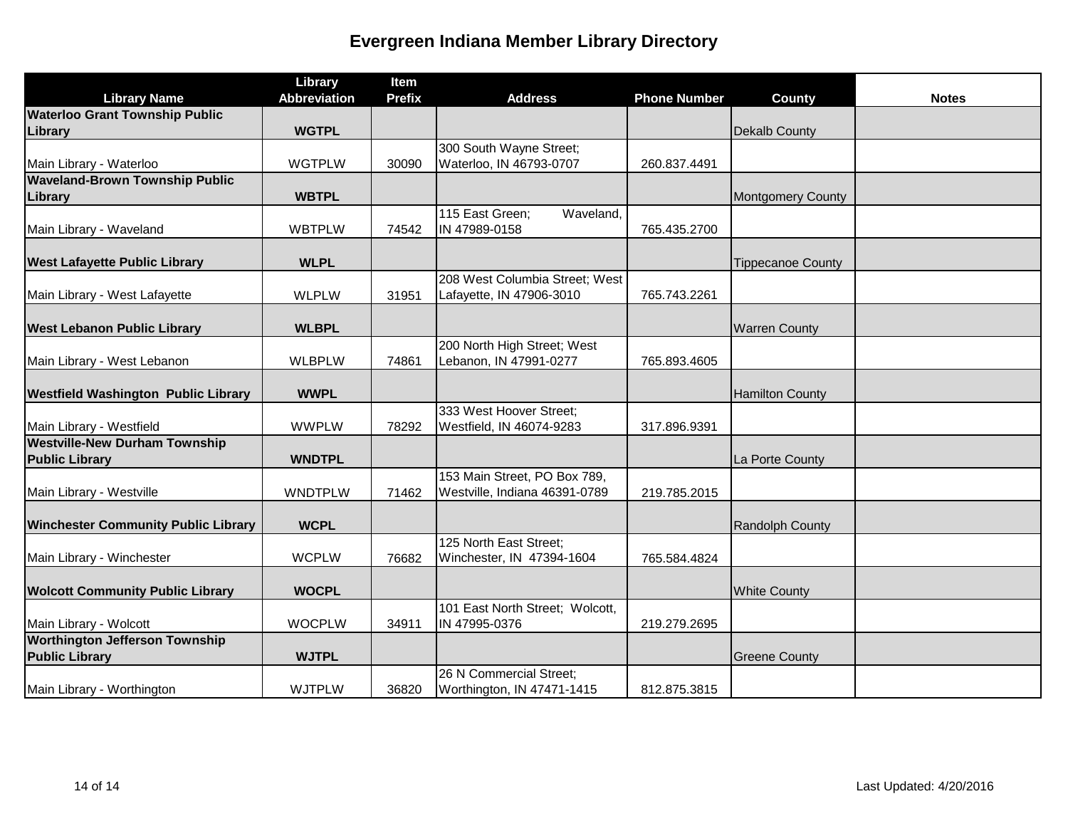# Evergreen Indiana Member Library Directory

| Library Name | Library Abbreviation | Item Prefix | Address | Phone Number | County | Notes |
|---|---|---|---|---|---|---|
| **Waterloo Grant Township Public Library** | **WGTPL** | | | | Dekalb County | |
| Main Library - Waterloo | WGTPLW | 30090 | 300 South Wayne Street; Waterloo, IN 46793-0707 | 260.837.4491 | | |
| **Waveland-Brown Township Public Library** | **WBTPL** | | | | Montgomery County | |
| Main Library - Waveland | WBTPLW | 74542 | 115 East Green; Waveland, IN 47989-0158 | 765.435.2700 | | |
| **West Lafayette Public Library** | **WLPL** | | | | Tippecanoe County | |
| Main Library - West Lafayette | WLPLW | 31951 | 208 West Columbia Street; West Lafayette, IN 47906-3010 | 765.743.2261 | | |
| **West Lebanon Public Library** | **WLBPL** | | | | Warren County | |
| Main Library - West Lebanon | WLBPLW | 74861 | 200 North High Street; West Lebanon, IN 47991-0277 | 765.893.4605 | | |
| **Westfield Washington Public Library** | **WWPL** | | | | Hamilton County | |
| Main Library - Westfield | WWPLW | 78292 | 333 West Hoover Street; Westfield, IN 46074-9283 | 317.896.9391 | | |
| **Westville-New Durham Township Public Library** | **WNDTPL** | | | | La Porte County | |
| Main Library - Westville | WNDTPLW | 71462 | 153 Main Street, PO Box 789, Westville, Indiana 46391-0789 | 219.785.2015 | | |
| **Winchester Community Public Library** | **WCPL** | | | | Randolph County | |
| Main Library - Winchester | WCPLW | 76682 | 125 North East Street; Winchester, IN 47394-1604 | 765.584.4824 | | |
| **Wolcott Community Public Library** | **WOCPL** | | | | White County | |
| Main Library - Wolcott | WOCPLW | 34911 | 101 East North Street; Wolcott, IN 47995-0376 | 219.279.2695 | | |
| **Worthington Jefferson Township Public Library** | **WJTPL** | | | | Greene County | |
| Main Library - Worthington | WJTPLW | 36820 | 26 N Commercial Street; Worthington, IN 47471-1415 | 812.875.3815 | | |

Last Updated: 4/20/2016